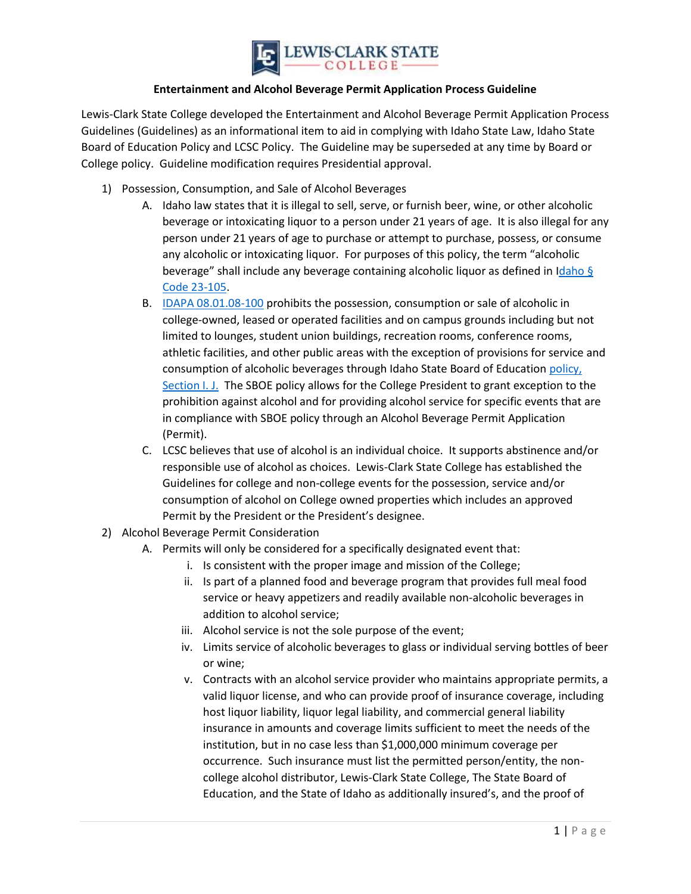# Entertainment and Alcohol Beverage Permit Application Process Guideline

Lewis-Clark State College developed the Entertainment and Alcohol Beverage Permit Application Process Guidelines (Guidelines) as an informational item to aid in complying with Idaho State Law, Idaho State Board of Education Policy and LCSC Policy. The Guideline may be superseded at any time by Board or College policy. Guideline modification requires Presidential approval.

1) Possession, Consumption, and Sale of Alcohol Beverages
   A. Idaho law states that it is illegal to sell, serve, or furnish beer, wine, or other alcoholic beverage or intoxicating liquor to a person under 21 years of age. It is also illegal for any person under 21 years of age to purchase or attempt to purchase, possess, or consume any alcoholic or intoxicating liquor. For purposes of this policy, the term "alcoholic beverage" shall include any beverage containing alcoholic liquor as defined in Idaho § Code 23-105.
   B. IDAPA 08.01.08-100 prohibits the possession, consumption or sale of alcoholic in college-owned, leased or operated facilities and on campus grounds including but not limited to lounges, student union buildings, recreation rooms, conference rooms, athletic facilities, and other public areas with the exception of provisions for service and consumption of alcoholic beverages through Idaho State Board of Education policy, Section I. J. The SBOE policy allows for the College President to grant exception to the prohibition against alcohol and for providing alcohol service for specific events that are in compliance with SBOE policy through an Alcohol Beverage Permit Application (Permit).
   C. LCSC believes that use of alcohol is an individual choice. It supports abstinence and/or responsible use of alcohol as choices. Lewis-Clark State College has established the Guidelines for college and non-college events for the possession, service and/or consumption of alcohol on College owned properties which includes an approved Permit by the President or the President's designee.
2) Alcohol Beverage Permit Consideration
   A. Permits will only be considered for a specifically designated event that:
      i. Is consistent with the proper image and mission of the College;
      ii. Is part of a planned food and beverage program that provides full meal food service or heavy appetizers and readily available non-alcoholic beverages in addition to alcohol service;
      iii. Alcohol service is not the sole purpose of the event;
      iv. Limits service of alcoholic beverages to glass or individual serving bottles of beer or wine;
      v. Contracts with an alcohol service provider who maintains appropriate permits, a valid liquor license, and who can provide proof of insurance coverage, including host liquor liability, liquor legal liability, and commercial general liability insurance in amounts and coverage limits sufficient to meet the needs of the institution, but in no case less than $1,000,000 minimum coverage per occurrence. Such insurance must list the permitted person/entity, the non-college alcohol distributor, Lewis-Clark State College, The State Board of Education, and the State of Idaho as additionally insured's, and the proof of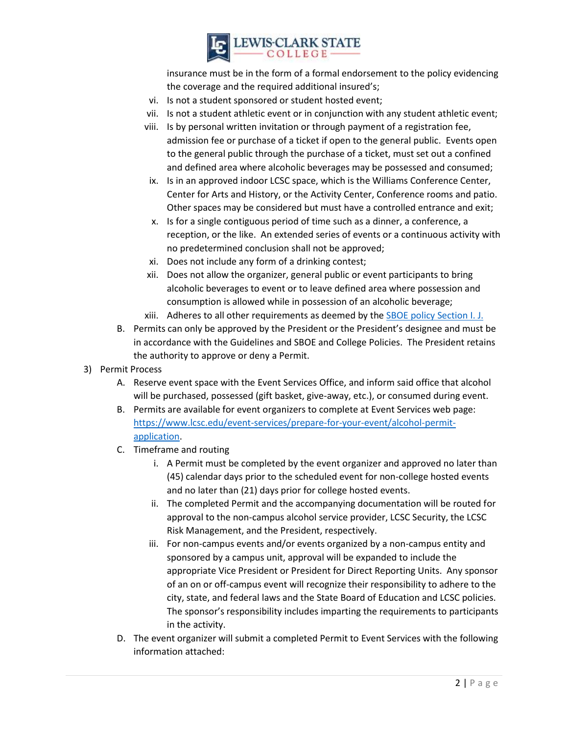insurance must be in the form of a formal endorsement to the policy evidencing the coverage and the required additional insured's;

vi. Is not a student sponsored or student hosted event;

vii. Is not a student athletic event or in conjunction with any student athletic event;

viii. Is by personal written invitation or through payment of a registration fee, admission fee or purchase of a ticket if open to the general public. Events open to the general public through the purchase of a ticket, must set out a confined and defined area where alcoholic beverages may be possessed and consumed;

ix. Is in an approved indoor LCSC space, which is the Williams Conference Center, Center for Arts and History, or the Activity Center, Conference rooms and patio. Other spaces may be considered but must have a controlled entrance and exit;

x. Is for a single contiguous period of time such as a dinner, a conference, a reception, or the like. An extended series of events or a continuous activity with no predetermined conclusion shall not be approved;

xi. Does not include any form of a drinking contest;

xii. Does not allow the organizer, general public or event participants to bring alcoholic beverages to event or to leave defined area where possession and consumption is allowed while in possession of an alcoholic beverage;

xiii. Adheres to all other requirements as deemed by the SBOE policy Section I. J.

B. Permits can only be approved by the President or the President's designee and must be in accordance with the Guidelines and SBOE and College Policies. The President retains the authority to approve or deny a Permit.

3) Permit Process

A. Reserve event space with the Event Services Office, and inform said office that alcohol will be purchased, possessed (gift basket, give-away, etc.), or consumed during event.

B. Permits are available for event organizers to complete at Event Services web page: https://www.lcsc.edu/event-services/prepare-for-your-event/alcohol-permit-application.

C. Timeframe and routing

i. A Permit must be completed by the event organizer and approved no later than (45) calendar days prior to the scheduled event for non-college hosted events and no later than (21) days prior for college hosted events.

ii. The completed Permit and the accompanying documentation will be routed for approval to the non-campus alcohol service provider, LCSC Security, the LCSC Risk Management, and the President, respectively.

iii. For non-campus events and/or events organized by a non-campus entity and sponsored by a campus unit, approval will be expanded to include the appropriate Vice President or President for Direct Reporting Units. Any sponsor of an on or off-campus event will recognize their responsibility to adhere to the city, state, and federal laws and the State Board of Education and LCSC policies. The sponsor's responsibility includes imparting the requirements to participants in the activity.

D. The event organizer will submit a completed Permit to Event Services with the following information attached: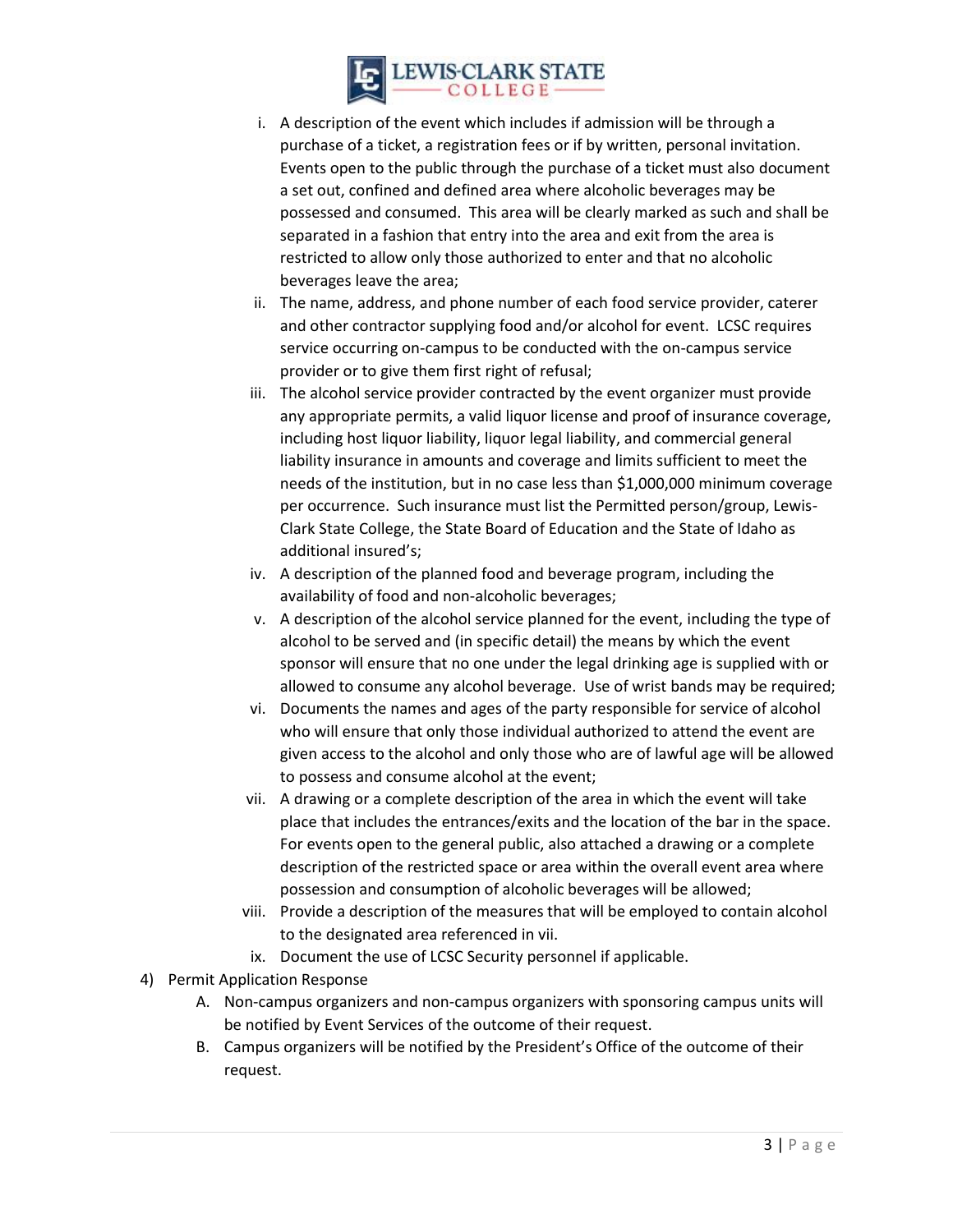i. A description of the event which includes if admission will be through a purchase of a ticket, a registration fees or if by written, personal invitation. Events open to the public through the purchase of a ticket must also document a set out, confined and defined area where alcoholic beverages may be possessed and consumed. This area will be clearly marked as such and shall be separated in a fashion that entry into the area and exit from the area is restricted to allow only those authorized to enter and that no alcoholic beverages leave the area;
   ii. The name, address, and phone number of each food service provider, caterer and other contractor supplying food and/or alcohol for event. LCSC requires service occurring on-campus to be conducted with the on-campus service provider or to give them first right of refusal;
   iii. The alcohol service provider contracted by the event organizer must provide any appropriate permits, a valid liquor license and proof of insurance coverage, including host liquor liability, liquor legal liability, and commercial general liability insurance in amounts and coverage and limits sufficient to meet the needs of the institution, but in no case less than $1,000,000 minimum coverage per occurrence. Such insurance must list the Permitted person/group, Lewis-Clark State College, the State Board of Education and the State of Idaho as additional insured's;
   iv. A description of the planned food and beverage program, including the availability of food and non-alcoholic beverages;
   v. A description of the alcohol service planned for the event, including the type of alcohol to be served and (in specific detail) the means by which the event sponsor will ensure that no one under the legal drinking age is supplied with or allowed to consume any alcohol beverage. Use of wrist bands may be required;
   vi. Documents the names and ages of the party responsible for service of alcohol who will ensure that only those individual authorized to attend the event are given access to the alcohol and only those who are of lawful age will be allowed to possess and consume alcohol at the event;
   vii. A drawing or a complete description of the area in which the event will take place that includes the entrances/exits and the location of the bar in the space. For events open to the general public, also attached a drawing or a complete description of the restricted space or area within the overall event area where possession and consumption of alcoholic beverages will be allowed;
   viii. Provide a description of the measures that will be employed to contain alcohol to the designated area referenced in vii.
   ix. Document the use of LCSC Security personnel if applicable.

4) Permit Application Response
   A. Non-campus organizers and non-campus organizers with sponsoring campus units will be notified by Event Services of the outcome of their request.
   B. Campus organizers will be notified by the President's Office of the outcome of their request.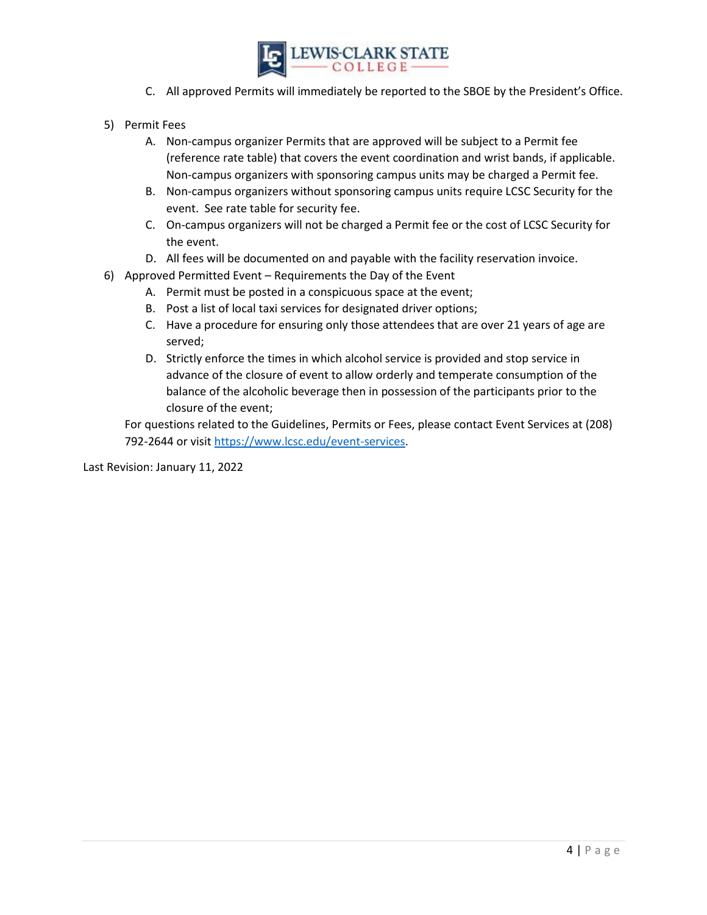C. All approved Permits will immediately be reported to the SBOE by the President's Office.

5) Permit Fees
   A. Non-campus organizer Permits that are approved will be subject to a Permit fee (reference rate table) that covers the event coordination and wrist bands, if applicable. Non-campus organizers with sponsoring campus units may be charged a Permit fee.
   B. Non-campus organizers without sponsoring campus units require LCSC Security for the event. See rate table for security fee.
   C. On-campus organizers will not be charged a Permit fee or the cost of LCSC Security for the event.
   D. All fees will be documented on and payable with the facility reservation invoice.
6) Approved Permitted Event – Requirements the Day of the Event
   A. Permit must be posted in a conspicuous space at the event;
   B. Post a list of local taxi services for designated driver options;
   C. Have a procedure for ensuring only those attendees that are over 21 years of age are served;
   D. Strictly enforce the times in which alcohol service is provided and stop service in advance of the closure of event to allow orderly and temperate consumption of the balance of the alcoholic beverage then in possession of the participants prior to the closure of the event;

   For questions related to the Guidelines, Permits or Fees, please contact Event Services at (208) 792-2644 or visit [https://www.lcsc.edu/event-services](https://www.lcsc.edu/event-services).

Last Revision: January 11, 2022